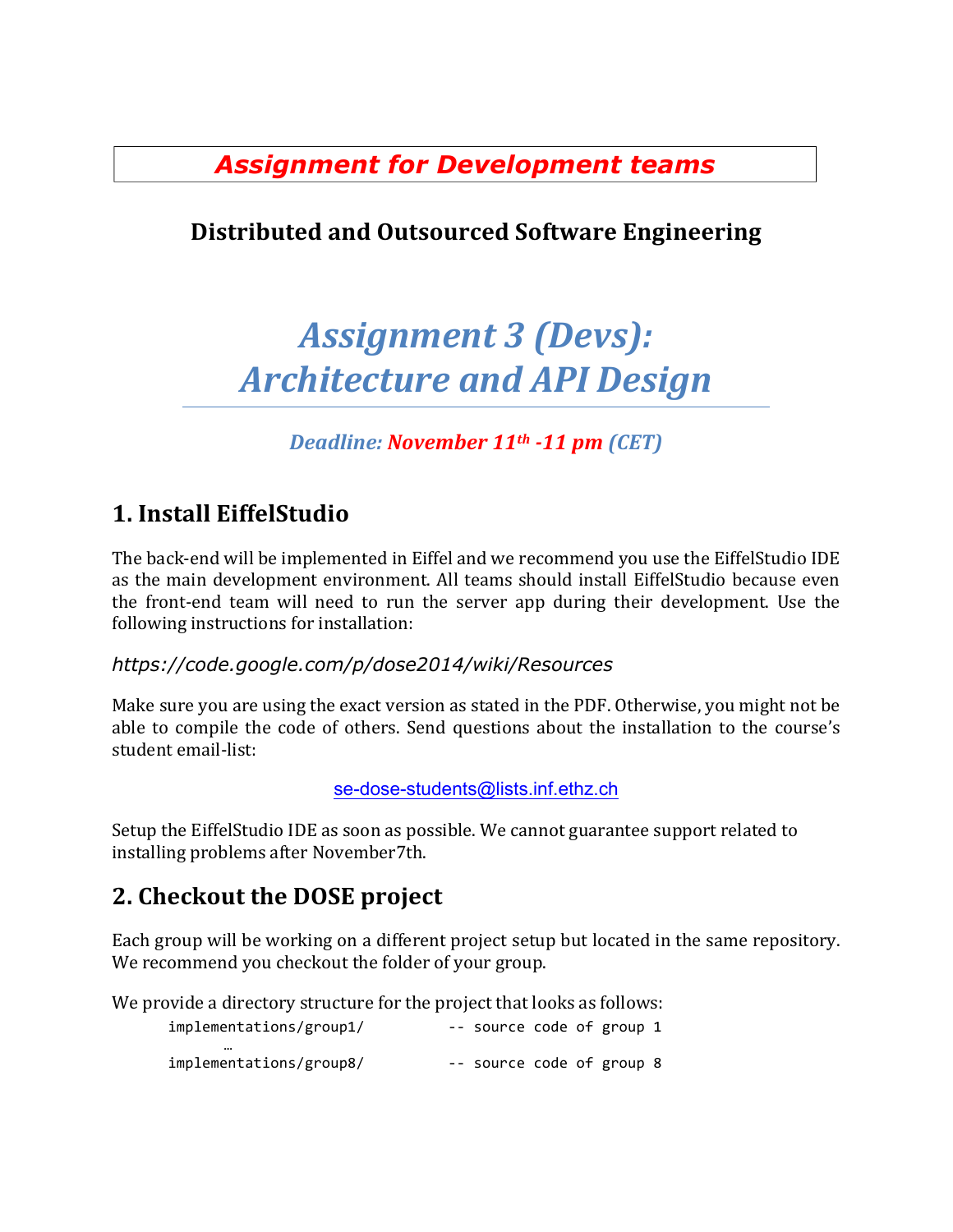***Assignment for Development teams***

## **Distributed and Outsourced Software Engineering**

# *Assignment 3 (Devs): Architecture and API Design*

***Deadline: November 11th -11 pm (CET)***

## 1. Install EiffelStudio

The back-end will be implemented in Eiffel and we recommend you use the EiffelStudio IDE as the main development environment. All teams should install EiffelStudio because even the front-end team will need to run the server app during their development. Use the following instructions for installation:

*https://code.google.com/p/dose2014/wiki/Resources*

Make sure you are using the exact version as stated in the PDF. Otherwise, you might not be able to compile the code of others. Send questions about the installation to the course's student email-list:

se-dose-students@lists.inf.ethz.ch

Setup the EiffelStudio IDE as soon as possible. We cannot guarantee support related to installing problems after November7th.

## 2. Checkout the DOSE project

Each group will be working on a different project setup but located in the same repository. We recommend you checkout the folder of your group.

We provide a directory structure for the project that looks as follows:

```
implementations/group1/         -- source code of group 1
     …
implementations/group8/         -- source code of group 8
```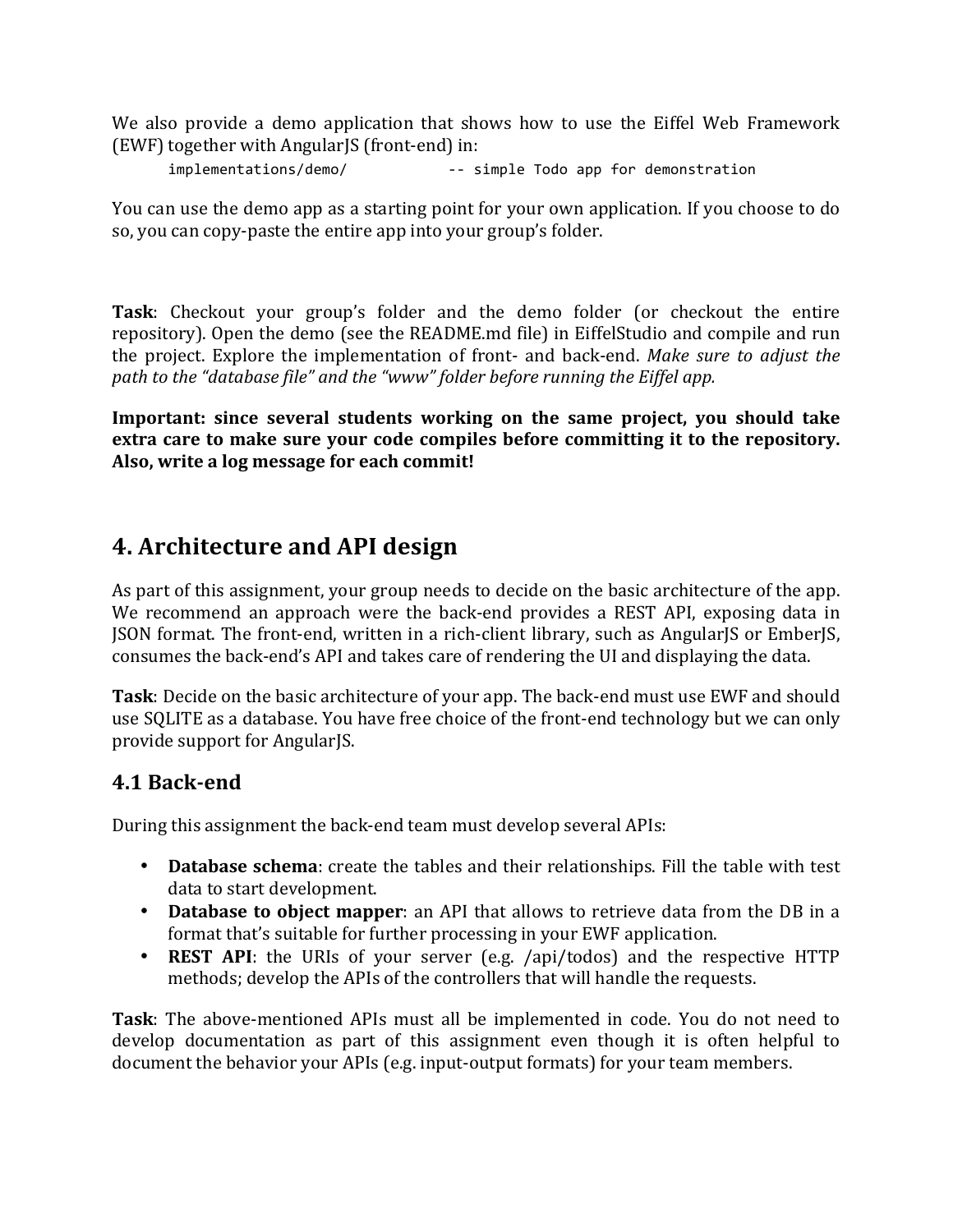We also provide a demo application that shows how to use the Eiffel Web Framework (EWF) together with AngularJS (front-end) in:

```
implementations/demo/          -- simple Todo app for demonstration
```

You can use the demo app as a starting point for your own application. If you choose to do so, you can copy-paste the entire app into your group's folder.

**Task**: Checkout your group's folder and the demo folder (or checkout the entire repository). Open the demo (see the README.md file) in EiffelStudio and compile and run the project. Explore the implementation of front- and back-end. *Make sure to adjust the path to the "database file" and the "www" folder before running the Eiffel app.*

**Important: since several students working on the same project, you should take extra care to make sure your code compiles before committing it to the repository. Also, write a log message for each commit!**

## 4. Architecture and API design

As part of this assignment, your group needs to decide on the basic architecture of the app. We recommend an approach were the back-end provides a REST API, exposing data in JSON format. The front-end, written in a rich-client library, such as AngularJS or EmberJS, consumes the back-end's API and takes care of rendering the UI and displaying the data.

**Task**: Decide on the basic architecture of your app. The back-end must use EWF and should use SQLITE as a database. You have free choice of the front-end technology but we can only provide support for AngularJS.

### 4.1 Back-end

During this assignment the back-end team must develop several APIs:

- **Database schema**: create the tables and their relationships. Fill the table with test data to start development.
- **Database to object mapper**: an API that allows to retrieve data from the DB in a format that's suitable for further processing in your EWF application.
- **REST API**: the URIs of your server (e.g. /api/todos) and the respective HTTP methods; develop the APIs of the controllers that will handle the requests.

**Task**: The above-mentioned APIs must all be implemented in code. You do not need to develop documentation as part of this assignment even though it is often helpful to document the behavior your APIs (e.g. input-output formats) for your team members.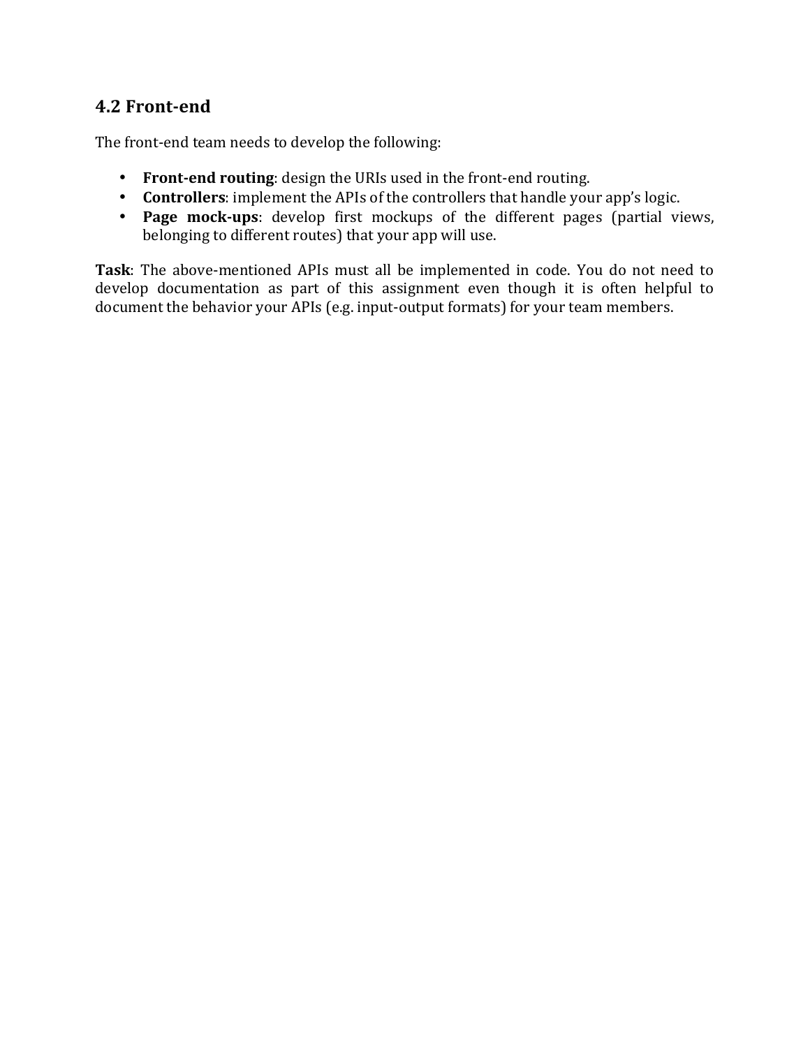## 4.2 Front-end

The front-end team needs to develop the following:

- **Front-end routing**: design the URIs used in the front-end routing.
- **Controllers**: implement the APIs of the controllers that handle your app's logic.
- **Page mock-ups**: develop first mockups of the different pages (partial views, belonging to different routes) that your app will use.

**Task**: The above-mentioned APIs must all be implemented in code. You do not need to develop documentation as part of this assignment even though it is often helpful to document the behavior your APIs (e.g. input-output formats) for your team members.